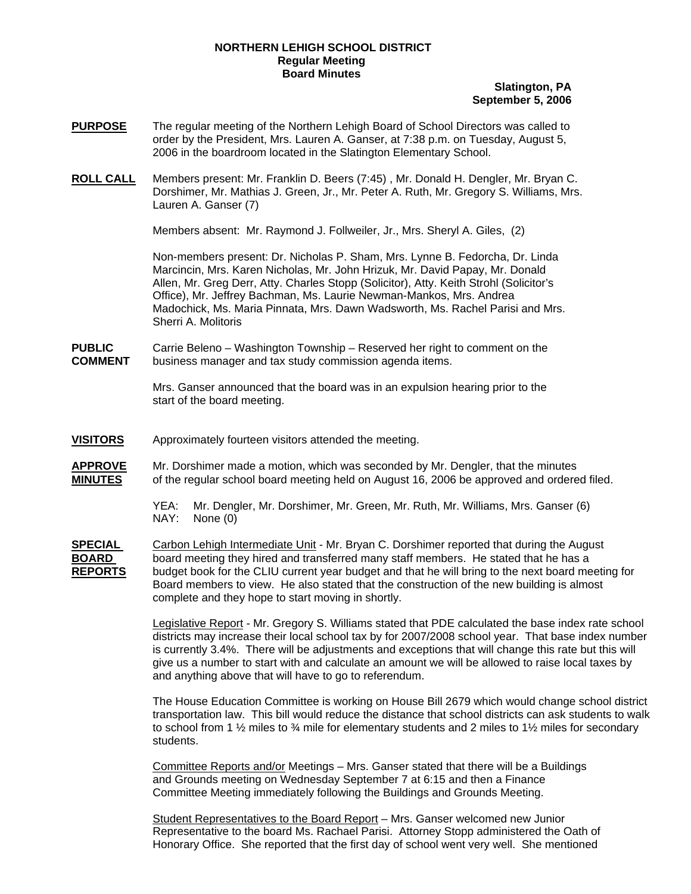**NORTHERN LEHIGH SCHOOL DISTRICT**
**Regular Meeting**
**Board Minutes**

**Slatington, PA**
**September 5, 2006**

**PURPOSE** The regular meeting of the Northern Lehigh Board of School Directors was called to order by the President, Mrs. Lauren A. Ganser, at 7:38 p.m. on Tuesday, August 5, 2006 in the boardroom located in the Slatington Elementary School.

**ROLL CALL** Members present: Mr. Franklin D. Beers (7:45) , Mr. Donald H. Dengler, Mr. Bryan C. Dorshimer, Mr. Mathias J. Green, Jr., Mr. Peter A. Ruth, Mr. Gregory S. Williams, Mrs. Lauren A. Ganser (7)

Members absent: Mr. Raymond J. Follweiler, Jr., Mrs. Sheryl A. Giles, (2)

Non-members present: Dr. Nicholas P. Sham, Mrs. Lynne B. Fedorcha, Dr. Linda Marcincin, Mrs. Karen Nicholas, Mr. John Hrizuk, Mr. David Papay, Mr. Donald Allen, Mr. Greg Derr, Atty. Charles Stopp (Solicitor), Atty. Keith Strohl (Solicitor's Office), Mr. Jeffrey Bachman, Ms. Laurie Newman-Mankos, Mrs. Andrea Madochick, Ms. Maria Pinnata, Mrs. Dawn Wadsworth, Ms. Rachel Parisi and Mrs. Sherri A. Molitoris

**PUBLIC COMMENT** Carrie Beleno – Washington Township – Reserved her right to comment on the business manager and tax study commission agenda items.

Mrs. Ganser announced that the board was in an expulsion hearing prior to the start of the board meeting.

**VISITORS** Approximately fourteen visitors attended the meeting.

**APPROVE MINUTES** Mr. Dorshimer made a motion, which was seconded by Mr. Dengler, that the minutes of the regular school board meeting held on August 16, 2006 be approved and ordered filed.

YEA: Mr. Dengler, Mr. Dorshimer, Mr. Green, Mr. Ruth, Mr. Williams, Mrs. Ganser (6)
NAY: None (0)

**SPECIAL BOARD REPORTS** Carbon Lehigh Intermediate Unit - Mr. Bryan C. Dorshimer reported that during the August board meeting they hired and transferred many staff members. He stated that he has a budget book for the CLIU current year budget and that he will bring to the next board meeting for Board members to view. He also stated that the construction of the new building is almost complete and they hope to start moving in shortly.

Legislative Report - Mr. Gregory S. Williams stated that PDE calculated the base index rate school districts may increase their local school tax by for 2007/2008 school year. That base index number is currently 3.4%. There will be adjustments and exceptions that will change this rate but this will give us a number to start with and calculate an amount we will be allowed to raise local taxes by and anything above that will have to go to referendum.

The House Education Committee is working on House Bill 2679 which would change school district transportation law. This bill would reduce the distance that school districts can ask students to walk to school from 1 ½ miles to ¾ mile for elementary students and 2 miles to 1½ miles for secondary students.

Committee Reports and/or Meetings – Mrs. Ganser stated that there will be a Buildings and Grounds meeting on Wednesday September 7 at 6:15 and then a Finance Committee Meeting immediately following the Buildings and Grounds Meeting.

Student Representatives to the Board Report – Mrs. Ganser welcomed new Junior Representative to the board Ms. Rachael Parisi. Attorney Stopp administered the Oath of Honorary Office. She reported that the first day of school went very well. She mentioned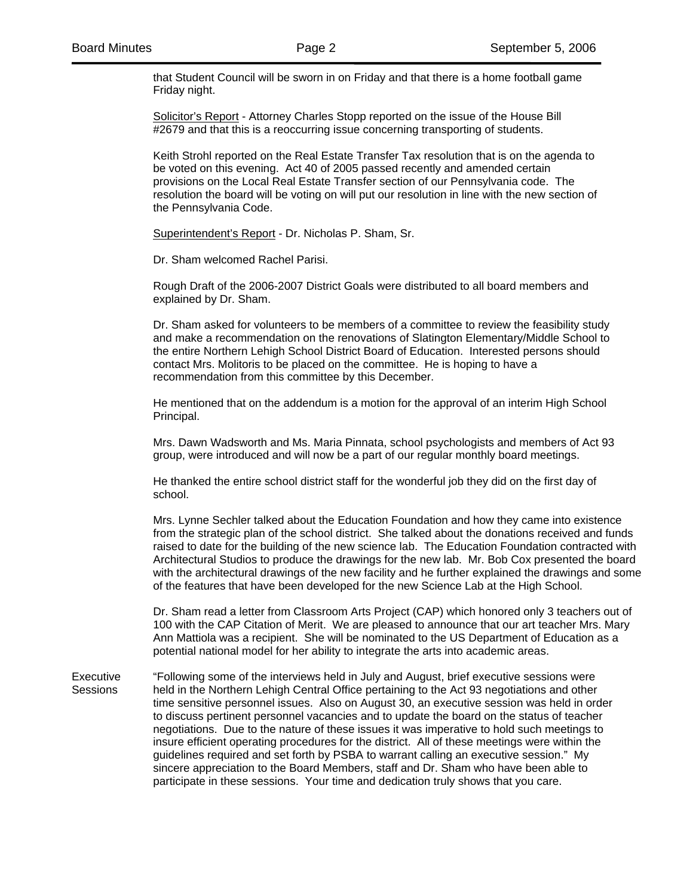that Student Council will be sworn in on Friday and that there is a home football game Friday night.

Solicitor's Report - Attorney Charles Stopp reported on the issue of the House Bill #2679 and that this is a reoccurring issue concerning transporting of students.

Keith Strohl reported on the Real Estate Transfer Tax resolution that is on the agenda to be voted on this evening. Act 40 of 2005 passed recently and amended certain provisions on the Local Real Estate Transfer section of our Pennsylvania code. The resolution the board will be voting on will put our resolution in line with the new section of the Pennsylvania Code.

Superintendent's Report - Dr. Nicholas P. Sham, Sr.

Dr. Sham welcomed Rachel Parisi.

Rough Draft of the 2006-2007 District Goals were distributed to all board members and explained by Dr. Sham.

Dr. Sham asked for volunteers to be members of a committee to review the feasibility study and make a recommendation on the renovations of Slatington Elementary/Middle School to the entire Northern Lehigh School District Board of Education. Interested persons should contact Mrs. Molitoris to be placed on the committee. He is hoping to have a recommendation from this committee by this December.

He mentioned that on the addendum is a motion for the approval of an interim High School Principal.

Mrs. Dawn Wadsworth and Ms. Maria Pinnata, school psychologists and members of Act 93 group, were introduced and will now be a part of our regular monthly board meetings.

He thanked the entire school district staff for the wonderful job they did on the first day of school.

Mrs. Lynne Sechler talked about the Education Foundation and how they came into existence from the strategic plan of the school district. She talked about the donations received and funds raised to date for the building of the new science lab. The Education Foundation contracted with Architectural Studios to produce the drawings for the new lab. Mr. Bob Cox presented the board with the architectural drawings of the new facility and he further explained the drawings and some of the features that have been developed for the new Science Lab at the High School.

Dr. Sham read a letter from Classroom Arts Project (CAP) which honored only 3 teachers out of 100 with the CAP Citation of Merit. We are pleased to announce that our art teacher Mrs. Mary Ann Mattiola was a recipient. She will be nominated to the US Department of Education as a potential national model for her ability to integrate the arts into academic areas.

Executive Sessions

"Following some of the interviews held in July and August, brief executive sessions were held in the Northern Lehigh Central Office pertaining to the Act 93 negotiations and other time sensitive personnel issues. Also on August 30, an executive session was held in order to discuss pertinent personnel vacancies and to update the board on the status of teacher negotiations. Due to the nature of these issues it was imperative to hold such meetings to insure efficient operating procedures for the district. All of these meetings were within the guidelines required and set forth by PSBA to warrant calling an executive session." My sincere appreciation to the Board Members, staff and Dr. Sham who have been able to participate in these sessions. Your time and dedication truly shows that you care.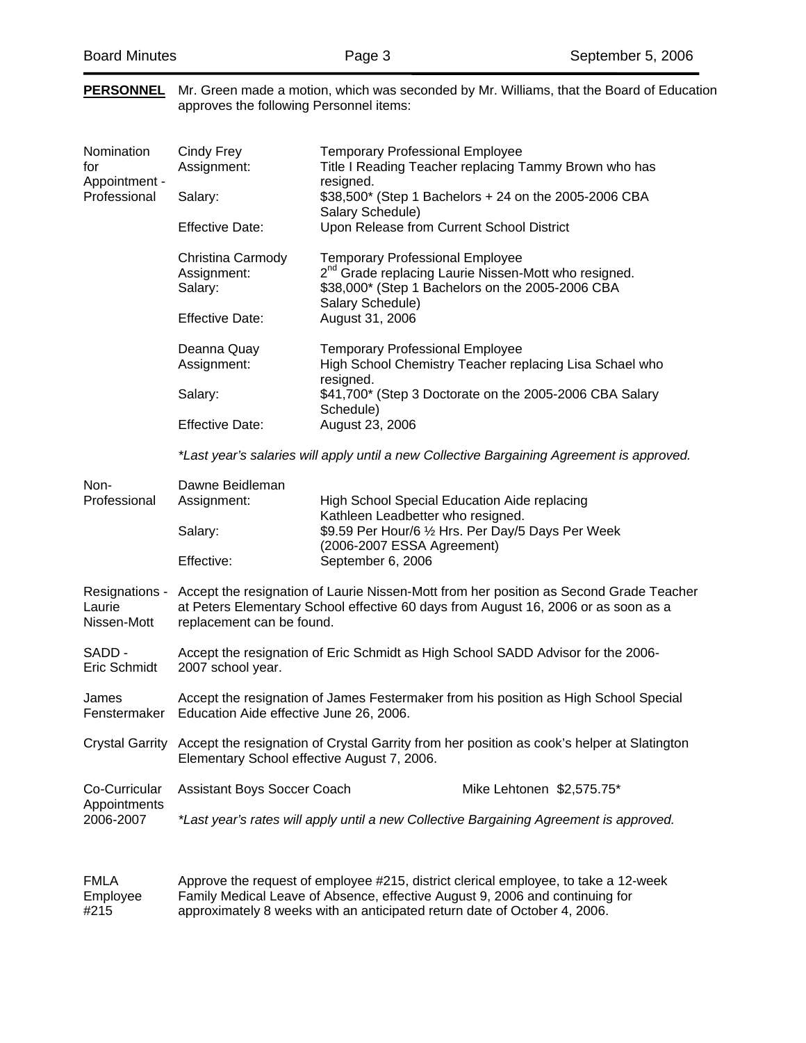**PERSONNEL** Mr. Green made a motion, which was seconded by Mr. Williams, that the Board of Education approves the following Personnel items:

**Nomination for Appointment - Professional**

Cindy Frey — Temporary Professional Employee
Assignment: Title I Reading Teacher replacing Tammy Brown who has resigned.
Salary: $38,500* (Step 1 Bachelors + 24 on the 2005-2006 CBA Salary Schedule)
Effective Date: Upon Release from Current School District

Christina Carmody — Temporary Professional Employee
Assignment: 2nd Grade replacing Laurie Nissen-Mott who resigned.
Salary: $38,000* (Step 1 Bachelors on the 2005-2006 CBA Salary Schedule)
Effective Date: August 31, 2006

Deanna Quay — Temporary Professional Employee
Assignment: High School Chemistry Teacher replacing Lisa Schael who resigned.
Salary: $41,700* (Step 3 Doctorate on the 2005-2006 CBA Salary Schedule)
Effective Date: August 23, 2006

*\*Last year's salaries will apply until a new Collective Bargaining Agreement is approved.*

**Non-Professional**

Dawne Beidleman
Assignment: High School Special Education Aide replacing Kathleen Leadbetter who resigned.
Salary: $9.59 Per Hour/6 ½ Hrs. Per Day/5 Days Per Week (2006-2007 ESSA Agreement)
Effective: September 6, 2006

**Resignations - Laurie Nissen-Mott** Accept the resignation of Laurie Nissen-Mott from her position as Second Grade Teacher at Peters Elementary School effective 60 days from August 16, 2006 or as soon as a replacement can be found.

**SADD - Eric Schmidt** Accept the resignation of Eric Schmidt as High School SADD Advisor for the 2006-2007 school year.

**James Fenstermaker** Accept the resignation of James Festermaker from his position as High School Special Education Aide effective June 26, 2006.

**Crystal Garrity** Accept the resignation of Crystal Garrity from her position as cook's helper at Slatington Elementary School effective August 7, 2006.

**Co-Curricular Appointments 2006-2007**

| Position | Name | Amount |
|---|---|---|
| Assistant Boys Soccer Coach | Mike Lehtonen | $2,575.75* |

*\*Last year's rates will apply until a new Collective Bargaining Agreement is approved.*

**FMLA Employee #215** Approve the request of employee #215, district clerical employee, to take a 12-week Family Medical Leave of Absence, effective August 9, 2006 and continuing for approximately 8 weeks with an anticipated return date of October 4, 2006.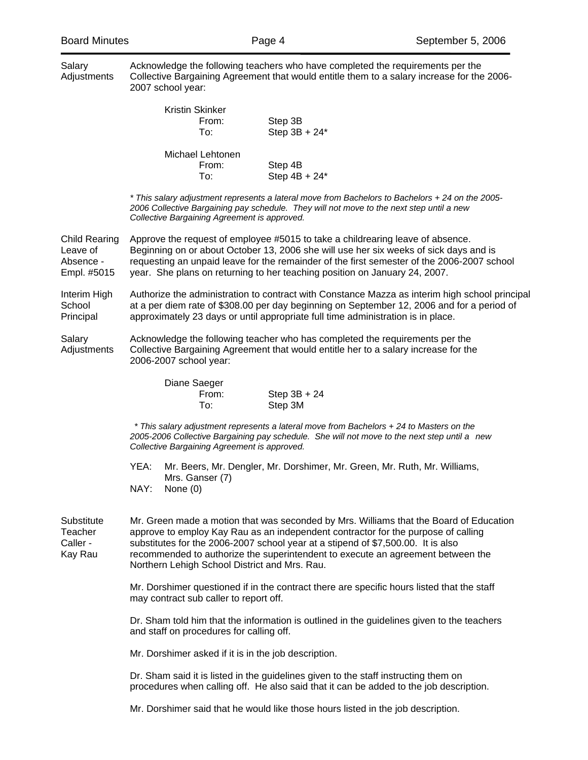**Salary Adjustments**

Acknowledge the following teachers who have completed the requirements per the Collective Bargaining Agreement that would entitle them to a salary increase for the 2006-2007 school year:

Kristin Skinker
From: Step 3B
To: Step 3B + 24*

Michael Lehtonen
From: Step 4B
To: Step 4B + 24*

*\* This salary adjustment represents a lateral move from Bachelors to Bachelors + 24 on the 2005-2006 Collective Bargaining pay schedule. They will not move to the next step until a new Collective Bargaining Agreement is approved.*

**Child Rearing Leave of Absence - Empl. #5015**

Approve the request of employee #5015 to take a childrearing leave of absence. Beginning on or about October 13, 2006 she will use her six weeks of sick days and is requesting an unpaid leave for the remainder of the first semester of the 2006-2007 school year. She plans on returning to her teaching position on January 24, 2007.

**Interim High School Principal**

Authorize the administration to contract with Constance Mazza as interim high school principal at a per diem rate of $308.00 per day beginning on September 12, 2006 and for a period of approximately 23 days or until appropriate full time administration is in place.

**Salary Adjustments**

Acknowledge the following teacher who has completed the requirements per the Collective Bargaining Agreement that would entitle her to a salary increase for the 2006-2007 school year:

Diane Saeger
From: Step 3B + 24
To: Step 3M

*\* This salary adjustment represents a lateral move from Bachelors + 24 to Masters on the 2005-2006 Collective Bargaining pay schedule. She will not move to the next step until a new Collective Bargaining Agreement is approved.*

YEA: Mr. Beers, Mr. Dengler, Mr. Dorshimer, Mr. Green, Mr. Ruth, Mr. Williams, Mrs. Ganser (7)
NAY: None (0)

**Substitute Teacher Caller - Kay Rau**

Mr. Green made a motion that was seconded by Mrs. Williams that the Board of Education approve to employ Kay Rau as an independent contractor for the purpose of calling substitutes for the 2006-2007 school year at a stipend of $7,500.00. It is also recommended to authorize the superintendent to execute an agreement between the Northern Lehigh School District and Mrs. Rau.

Mr. Dorshimer questioned if in the contract there are specific hours listed that the staff may contract sub caller to report off.

Dr. Sham told him that the information is outlined in the guidelines given to the teachers and staff on procedures for calling off.

Mr. Dorshimer asked if it is in the job description.

Dr. Sham said it is listed in the guidelines given to the staff instructing them on procedures when calling off. He also said that it can be added to the job description.

Mr. Dorshimer said that he would like those hours listed in the job description.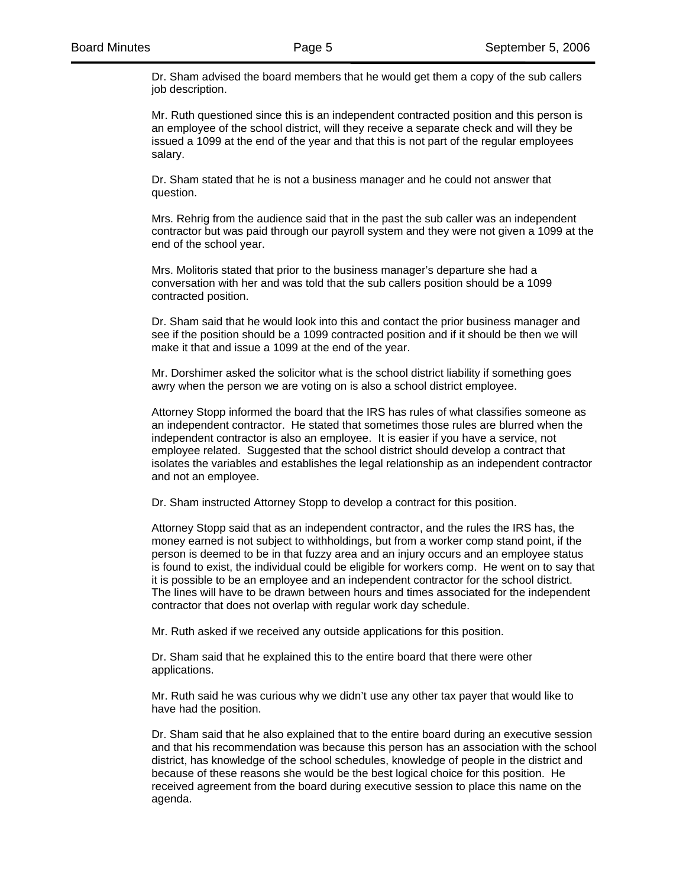Dr. Sham advised the board members that he would get them a copy of the sub callers job description.

Mr. Ruth questioned since this is an independent contracted position and this person is an employee of the school district, will they receive a separate check and will they be issued a 1099 at the end of the year and that this is not part of the regular employees salary.

Dr. Sham stated that he is not a business manager and he could not answer that question.

Mrs. Rehrig from the audience said that in the past the sub caller was an independent contractor but was paid through our payroll system and they were not given a 1099 at the end of the school year.

Mrs. Molitoris stated that prior to the business manager's departure she had a conversation with her and was told that the sub callers position should be a 1099 contracted position.

Dr. Sham said that he would look into this and contact the prior business manager and see if the position should be a 1099 contracted position and if it should be then we will make it that and issue a 1099 at the end of the year.

Mr. Dorshimer asked the solicitor what is the school district liability if something goes awry when the person we are voting on is also a school district employee.

Attorney Stopp informed the board that the IRS has rules of what classifies someone as an independent contractor. He stated that sometimes those rules are blurred when the independent contractor is also an employee. It is easier if you have a service, not employee related. Suggested that the school district should develop a contract that isolates the variables and establishes the legal relationship as an independent contractor and not an employee.

Dr. Sham instructed Attorney Stopp to develop a contract for this position.

Attorney Stopp said that as an independent contractor, and the rules the IRS has, the money earned is not subject to withholdings, but from a worker comp stand point, if the person is deemed to be in that fuzzy area and an injury occurs and an employee status is found to exist, the individual could be eligible for workers comp. He went on to say that it is possible to be an employee and an independent contractor for the school district. The lines will have to be drawn between hours and times associated for the independent contractor that does not overlap with regular work day schedule.

Mr. Ruth asked if we received any outside applications for this position.

Dr. Sham said that he explained this to the entire board that there were other applications.

Mr. Ruth said he was curious why we didn't use any other tax payer that would like to have had the position.

Dr. Sham said that he also explained that to the entire board during an executive session and that his recommendation was because this person has an association with the school district, has knowledge of the school schedules, knowledge of people in the district and because of these reasons she would be the best logical choice for this position. He received agreement from the board during executive session to place this name on the agenda.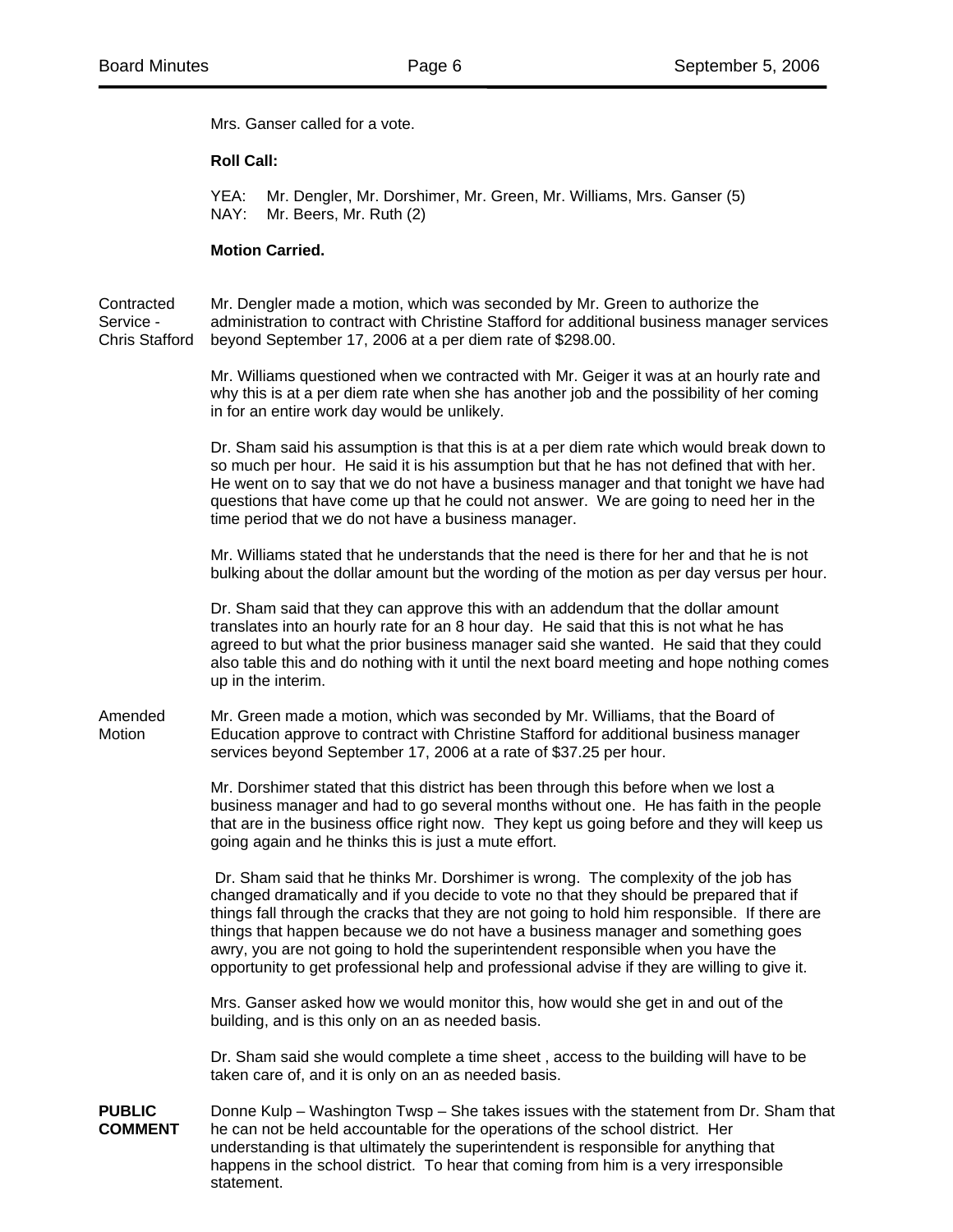Mrs. Ganser called for a vote.

**Roll Call:**

YEA: Mr. Dengler, Mr. Dorshimer, Mr. Green, Mr. Williams, Mrs. Ganser (5)
NAY: Mr. Beers, Mr. Ruth (2)

**Motion Carried.**

Contracted Service - Chris Stafford

Mr. Dengler made a motion, which was seconded by Mr. Green to authorize the administration to contract with Christine Stafford for additional business manager services beyond September 17, 2006 at a per diem rate of $298.00.

Mr. Williams questioned when we contracted with Mr. Geiger it was at an hourly rate and why this is at a per diem rate when she has another job and the possibility of her coming in for an entire work day would be unlikely.

Dr. Sham said his assumption is that this is at a per diem rate which would break down to so much per hour. He said it is his assumption but that he has not defined that with her. He went on to say that we do not have a business manager and that tonight we have had questions that have come up that he could not answer. We are going to need her in the time period that we do not have a business manager.

Mr. Williams stated that he understands that the need is there for her and that he is not bulking about the dollar amount but the wording of the motion as per day versus per hour.

Dr. Sham said that they can approve this with an addendum that the dollar amount translates into an hourly rate for an 8 hour day. He said that this is not what he has agreed to but what the prior business manager said she wanted. He said that they could also table this and do nothing with it until the next board meeting and hope nothing comes up in the interim.

Amended Motion

Mr. Green made a motion, which was seconded by Mr. Williams, that the Board of Education approve to contract with Christine Stafford for additional business manager services beyond September 17, 2006 at a rate of $37.25 per hour.

Mr. Dorshimer stated that this district has been through this before when we lost a business manager and had to go several months without one. He has faith in the people that are in the business office right now. They kept us going before and they will keep us going again and he thinks this is just a mute effort.

Dr. Sham said that he thinks Mr. Dorshimer is wrong. The complexity of the job has changed dramatically and if you decide to vote no that they should be prepared that if things fall through the cracks that they are not going to hold him responsible. If there are things that happen because we do not have a business manager and something goes awry, you are not going to hold the superintendent responsible when you have the opportunity to get professional help and professional advise if they are willing to give it.

Mrs. Ganser asked how we would monitor this, how would she get in and out of the building, and is this only on an as needed basis.

Dr. Sham said she would complete a time sheet , access to the building will have to be taken care of, and it is only on an as needed basis.

**PUBLIC COMMENT**

Donne Kulp – Washington Twsp – She takes issues with the statement from Dr. Sham that he can not be held accountable for the operations of the school district. Her understanding is that ultimately the superintendent is responsible for anything that happens in the school district. To hear that coming from him is a very irresponsible statement.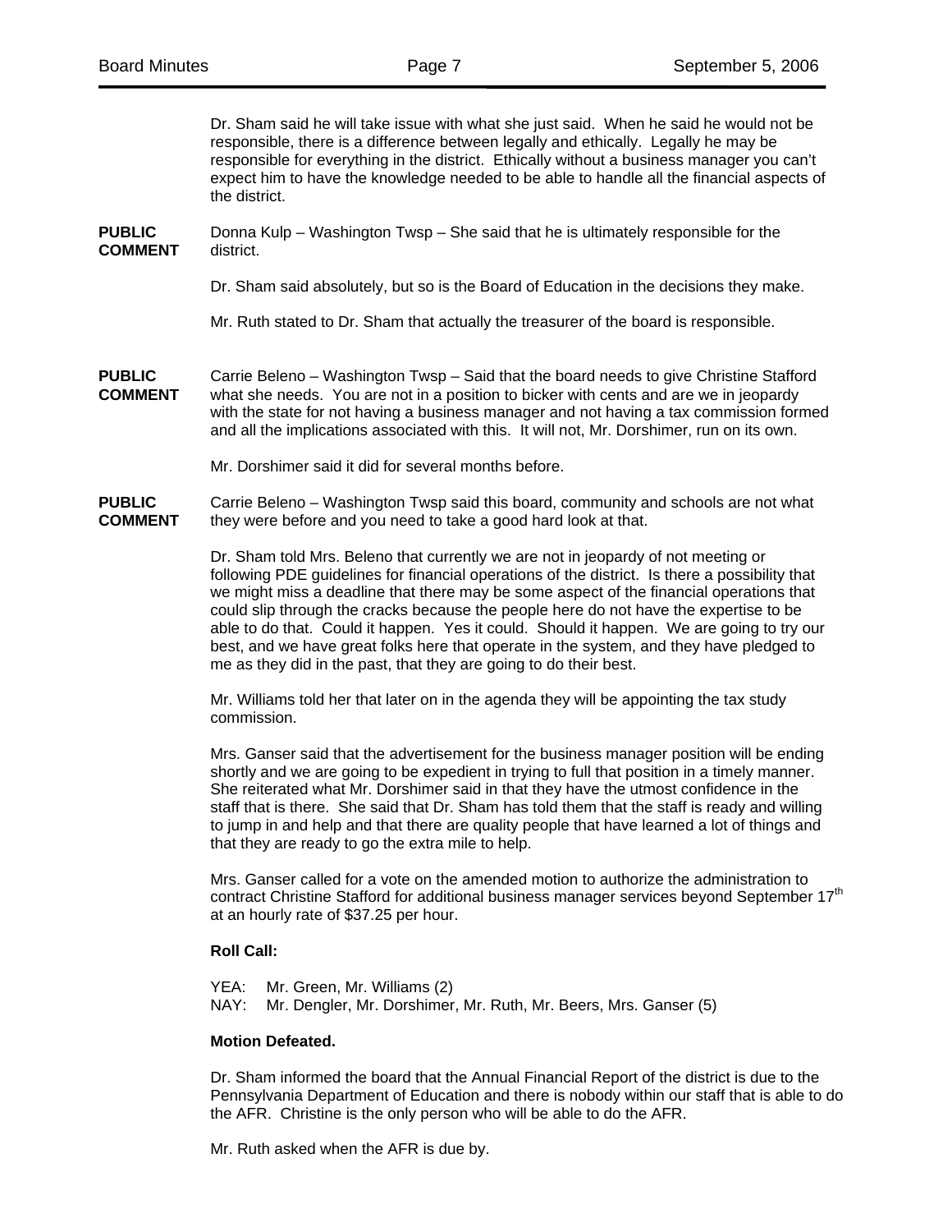Dr. Sham said he will take issue with what she just said. When he said he would not be responsible, there is a difference between legally and ethically. Legally he may be responsible for everything in the district. Ethically without a business manager you can't expect him to have the knowledge needed to be able to handle all the financial aspects of the district.

**PUBLIC COMMENT** Donna Kulp – Washington Twsp – She said that he is ultimately responsible for the district.

Dr. Sham said absolutely, but so is the Board of Education in the decisions they make.

Mr. Ruth stated to Dr. Sham that actually the treasurer of the board is responsible.

**PUBLIC COMMENT** Carrie Beleno – Washington Twsp – Said that the board needs to give Christine Stafford what she needs. You are not in a position to bicker with cents and are we in jeopardy with the state for not having a business manager and not having a tax commission formed and all the implications associated with this. It will not, Mr. Dorshimer, run on its own.

Mr. Dorshimer said it did for several months before.

**PUBLIC COMMENT** Carrie Beleno – Washington Twsp said this board, community and schools are not what they were before and you need to take a good hard look at that.

Dr. Sham told Mrs. Beleno that currently we are not in jeopardy of not meeting or following PDE guidelines for financial operations of the district. Is there a possibility that we might miss a deadline that there may be some aspect of the financial operations that could slip through the cracks because the people here do not have the expertise to be able to do that. Could it happen. Yes it could. Should it happen. We are going to try our best, and we have great folks here that operate in the system, and they have pledged to me as they did in the past, that they are going to do their best.

Mr. Williams told her that later on in the agenda they will be appointing the tax study commission.

Mrs. Ganser said that the advertisement for the business manager position will be ending shortly and we are going to be expedient in trying to full that position in a timely manner. She reiterated what Mr. Dorshimer said in that they have the utmost confidence in the staff that is there. She said that Dr. Sham has told them that the staff is ready and willing to jump in and help and that there are quality people that have learned a lot of things and that they are ready to go the extra mile to help.

Mrs. Ganser called for a vote on the amended motion to authorize the administration to contract Christine Stafford for additional business manager services beyond September 17th at an hourly rate of $37.25 per hour.

**Roll Call:**

YEA: Mr. Green, Mr. Williams (2)
NAY: Mr. Dengler, Mr. Dorshimer, Mr. Ruth, Mr. Beers, Mrs. Ganser (5)

**Motion Defeated.**

Dr. Sham informed the board that the Annual Financial Report of the district is due to the Pennsylvania Department of Education and there is nobody within our staff that is able to do the AFR. Christine is the only person who will be able to do the AFR.

Mr. Ruth asked when the AFR is due by.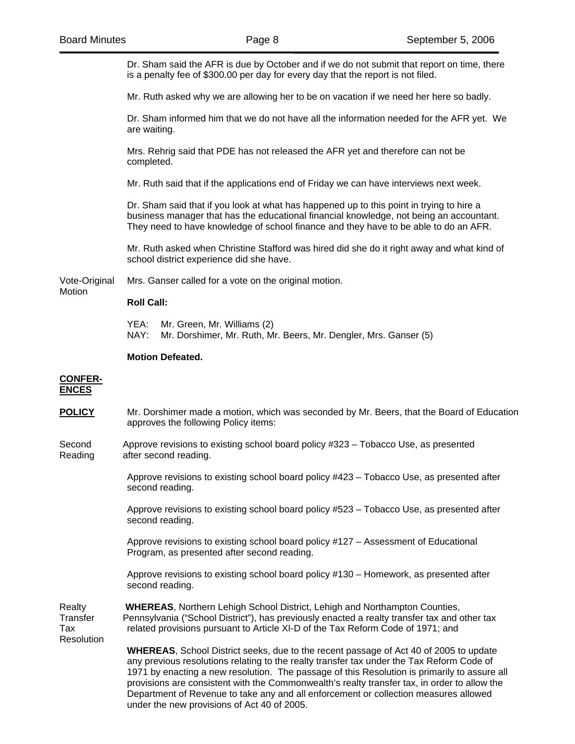Dr. Sham said the AFR is due by October and if we do not submit that report on time, there is a penalty fee of $300.00 per day for every day that the report is not filed.

Mr. Ruth asked why we are allowing her to be on vacation if we need her here so badly.

Dr. Sham informed him that we do not have all the information needed for the AFR yet. We are waiting.

Mrs. Rehrig said that PDE has not released the AFR yet and therefore can not be completed.

Mr. Ruth said that if the applications end of Friday we can have interviews next week.

Dr. Sham said that if you look at what has happened up to this point in trying to hire a business manager that has the educational financial knowledge, not being an accountant. They need to have knowledge of school finance and they have to be able to do an AFR.

Mr. Ruth asked when Christine Stafford was hired did she do it right away and what kind of school district experience did she have.

Vote-Original Motion

Mrs. Ganser called for a vote on the original motion.

**Roll Call:**

YEA: Mr. Green, Mr. Williams (2)
NAY: Mr. Dorshimer, Mr. Ruth, Mr. Beers, Mr. Dengler, Mrs. Ganser (5)

**Motion Defeated.**

**CONFER-ENCES**

**POLICY**

Mr. Dorshimer made a motion, which was seconded by Mr. Beers, that the Board of Education approves the following Policy items:

Second Reading

Approve revisions to existing school board policy #323 – Tobacco Use, as presented after second reading.

Approve revisions to existing school board policy #423 – Tobacco Use, as presented after second reading.

Approve revisions to existing school board policy #523 – Tobacco Use, as presented after second reading.

Approve revisions to existing school board policy #127 – Assessment of Educational Program, as presented after second reading.

Approve revisions to existing school board policy #130 – Homework, as presented after second reading.

Realty Transfer Tax Resolution

**WHEREAS**, Northern Lehigh School District, Lehigh and Northampton Counties, Pennsylvania ("School District"), has previously enacted a realty transfer tax and other tax related provisions pursuant to Article XI-D of the Tax Reform Code of 1971; and

**WHEREAS**, School District seeks, due to the recent passage of Act 40 of 2005 to update any previous resolutions relating to the realty transfer tax under the Tax Reform Code of 1971 by enacting a new resolution. The passage of this Resolution is primarily to assure all provisions are consistent with the Commonwealth's realty transfer tax, in order to allow the Department of Revenue to take any and all enforcement or collection measures allowed under the new provisions of Act 40 of 2005.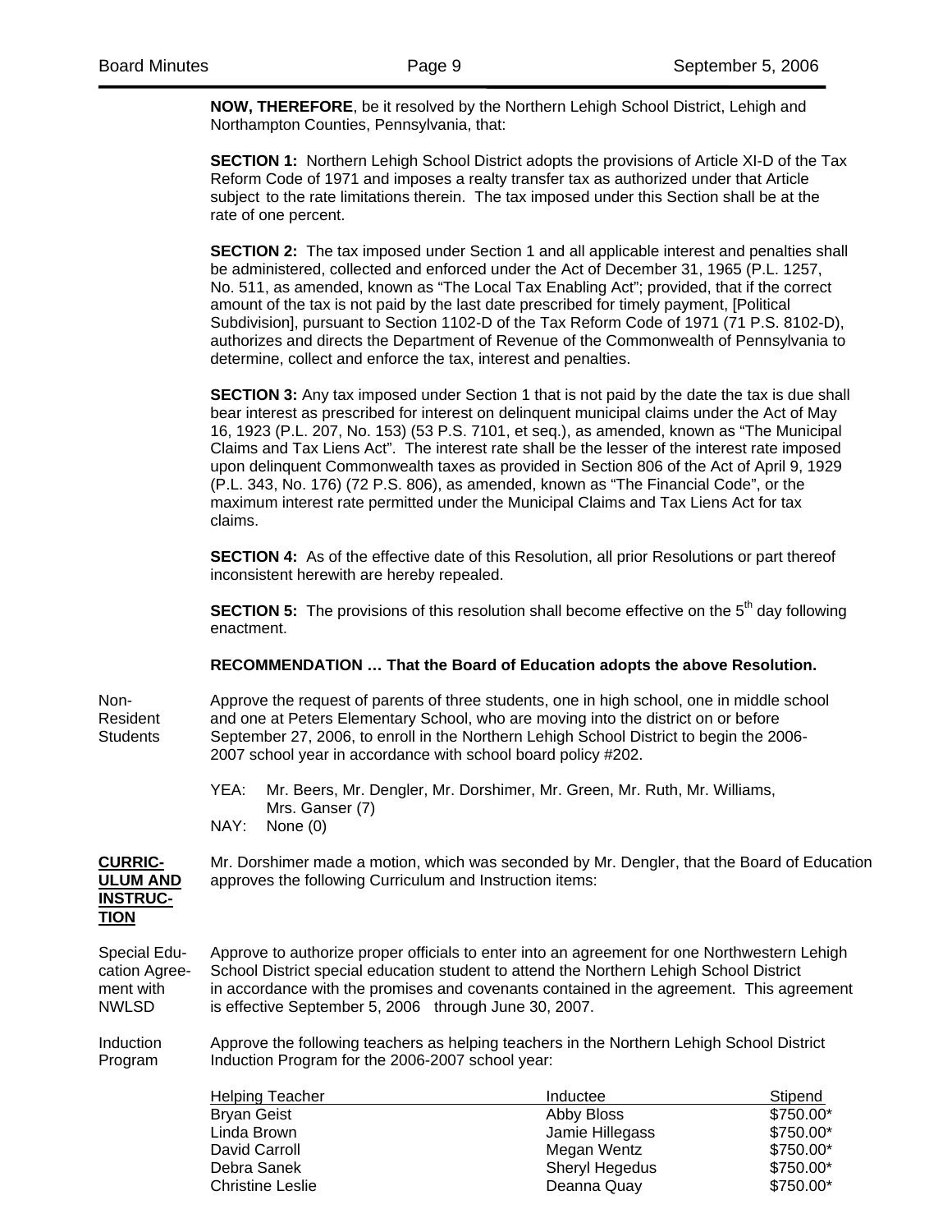**NOW, THEREFORE**, be it resolved by the Northern Lehigh School District, Lehigh and Northampton Counties, Pennsylvania, that:

**SECTION 1:** Northern Lehigh School District adopts the provisions of Article XI-D of the Tax Reform Code of 1971 and imposes a realty transfer tax as authorized under that Article subject to the rate limitations therein. The tax imposed under this Section shall be at the rate of one percent.

**SECTION 2:** The tax imposed under Section 1 and all applicable interest and penalties shall be administered, collected and enforced under the Act of December 31, 1965 (P.L. 1257, No. 511, as amended, known as "The Local Tax Enabling Act"; provided, that if the correct amount of the tax is not paid by the last date prescribed for timely payment, [Political Subdivision], pursuant to Section 1102-D of the Tax Reform Code of 1971 (71 P.S. 8102-D), authorizes and directs the Department of Revenue of the Commonwealth of Pennsylvania to determine, collect and enforce the tax, interest and penalties.

**SECTION 3:** Any tax imposed under Section 1 that is not paid by the date the tax is due shall bear interest as prescribed for interest on delinquent municipal claims under the Act of May 16, 1923 (P.L. 207, No. 153) (53 P.S. 7101, et seq.), as amended, known as "The Municipal Claims and Tax Liens Act". The interest rate shall be the lesser of the interest rate imposed upon delinquent Commonwealth taxes as provided in Section 806 of the Act of April 9, 1929 (P.L. 343, No. 176) (72 P.S. 806), as amended, known as "The Financial Code", or the maximum interest rate permitted under the Municipal Claims and Tax Liens Act for tax claims.

**SECTION 4:** As of the effective date of this Resolution, all prior Resolutions or part thereof inconsistent herewith are hereby repealed.

**SECTION 5:** The provisions of this resolution shall become effective on the 5th day following enactment.

**RECOMMENDATION … That the Board of Education adopts the above Resolution.**

Non-Resident Students

Approve the request of parents of three students, one in high school, one in middle school and one at Peters Elementary School, who are moving into the district on or before September 27, 2006, to enroll in the Northern Lehigh School District to begin the 2006-2007 school year in accordance with school board policy #202.

YEA: Mr. Beers, Mr. Dengler, Mr. Dorshimer, Mr. Green, Mr. Ruth, Mr. Williams, Mrs. Ganser (7)
NAY: None (0)

**CURRICULUM AND INSTRUCTION**

Mr. Dorshimer made a motion, which was seconded by Mr. Dengler, that the Board of Education approves the following Curriculum and Instruction items:

Special Education Agreement with NWLSD

Approve to authorize proper officials to enter into an agreement for one Northwestern Lehigh School District special education student to attend the Northern Lehigh School District in accordance with the promises and covenants contained in the agreement. This agreement is effective September 5, 2006 through June 30, 2007.

Induction Program

Approve the following teachers as helping teachers in the Northern Lehigh School District Induction Program for the 2006-2007 school year:

| Helping Teacher | Inductee | Stipend |
|---|---|---|
| Bryan Geist | Abby Bloss | $750.00* |
| Linda Brown | Jamie Hillegass | $750.00* |
| David Carroll | Megan Wentz | $750.00* |
| Debra Sanek | Sheryl Hegedus | $750.00* |
| Christine Leslie | Deanna Quay | $750.00* |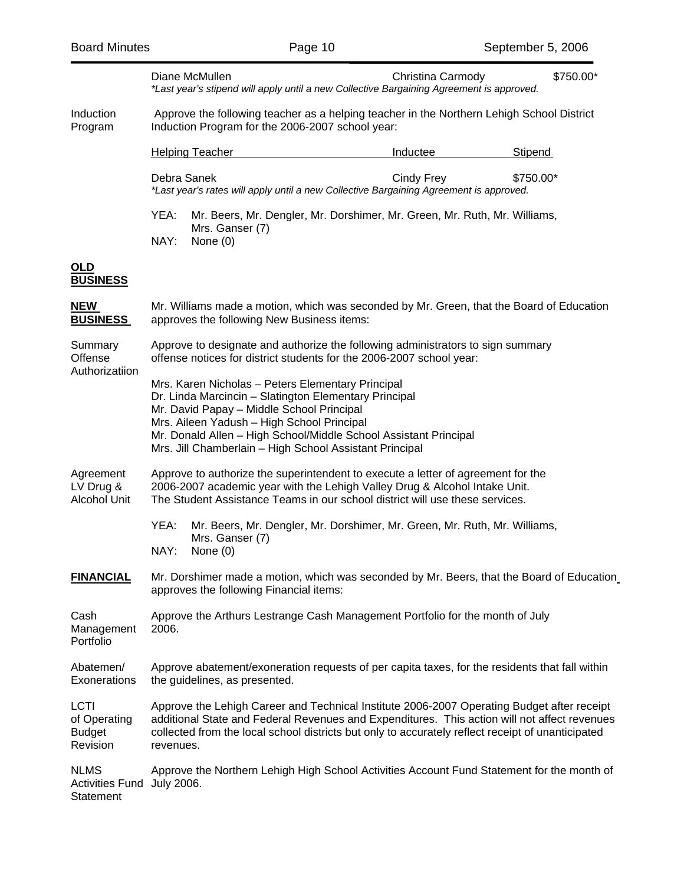| | | |
|---|---|---|
| Diane McMullen | Christina Carmody | $750.00* |

*\*Last year's stipend will apply until a new Collective Bargaining Agreement is approved.*

**Induction Program**

Approve the following teacher as a helping teacher in the Northern Lehigh School District Induction Program for the 2006-2007 school year:

| Helping Teacher | Inductee | Stipend |
|---|---|---|
| Debra Sanek | Cindy Frey | $750.00* |

*\*Last year's rates will apply until a new Collective Bargaining Agreement is approved.*

YEA: Mr. Beers, Mr. Dengler, Mr. Dorshimer, Mr. Green, Mr. Ruth, Mr. Williams, Mrs. Ganser (7)
NAY: None (0)

## OLD BUSINESS

## NEW BUSINESS

Mr. Williams made a motion, which was seconded by Mr. Green, that the Board of Education approves the following New Business items:

**Summary Offense Authorizatiion**

Approve to designate and authorize the following administrators to sign summary offense notices for district students for the 2006-2007 school year:

Mrs. Karen Nicholas – Peters Elementary Principal
Dr. Linda Marcincin – Slatington Elementary Principal
Mr. David Papay – Middle School Principal
Mrs. Aileen Yadush – High School Principal
Mr. Donald Allen – High School/Middle School Assistant Principal
Mrs. Jill Chamberlain – High School Assistant Principal

**Agreement LV Drug & Alcohol Unit**

Approve to authorize the superintendent to execute a letter of agreement for the 2006-2007 academic year with the Lehigh Valley Drug & Alcohol Intake Unit. The Student Assistance Teams in our school district will use these services.

YEA: Mr. Beers, Mr. Dengler, Mr. Dorshimer, Mr. Green, Mr. Ruth, Mr. Williams, Mrs. Ganser (7)
NAY: None (0)

## FINANCIAL

Mr. Dorshimer made a motion, which was seconded by Mr. Beers, that the Board of Education approves the following Financial items:

**Cash Management Portfolio**

Approve the Arthurs Lestrange Cash Management Portfolio for the month of July 2006.

**Abatemen/ Exonerations**

Approve abatement/exoneration requests of per capita taxes, for the residents that fall within the guidelines, as presented.

**LCTI of Operating Budget Revision**

Approve the Lehigh Career and Technical Institute 2006-2007 Operating Budget after receipt additional State and Federal Revenues and Expenditures. This action will not affect revenues collected from the local school districts but only to accurately reflect receipt of unanticipated revenues.

**NLMS Activities Fund Statement**

Approve the Northern Lehigh High School Activities Account Fund Statement for the month of July 2006.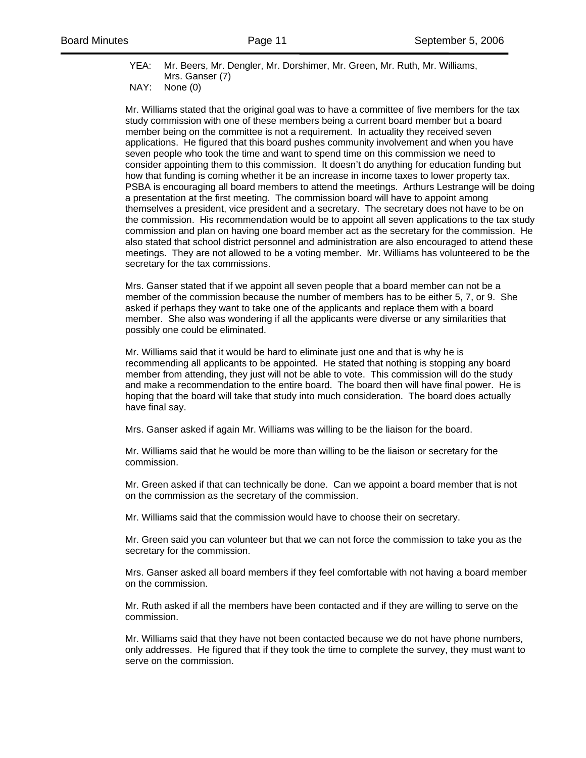YEA: Mr. Beers, Mr. Dengler, Mr. Dorshimer, Mr. Green, Mr. Ruth, Mr. Williams, Mrs. Ganser (7)
NAY: None (0)

Mr. Williams stated that the original goal was to have a committee of five members for the tax study commission with one of these members being a current board member but a board member being on the committee is not a requirement. In actuality they received seven applications. He figured that this board pushes community involvement and when you have seven people who took the time and want to spend time on this commission we need to consider appointing them to this commission. It doesn't do anything for education funding but how that funding is coming whether it be an increase in income taxes to lower property tax. PSBA is encouraging all board members to attend the meetings. Arthurs Lestrange will be doing a presentation at the first meeting. The commission board will have to appoint among themselves a president, vice president and a secretary. The secretary does not have to be on the commission. His recommendation would be to appoint all seven applications to the tax study commission and plan on having one board member act as the secretary for the commission. He also stated that school district personnel and administration are also encouraged to attend these meetings. They are not allowed to be a voting member. Mr. Williams has volunteered to be the secretary for the tax commissions.

Mrs. Ganser stated that if we appoint all seven people that a board member can not be a member of the commission because the number of members has to be either 5, 7, or 9. She asked if perhaps they want to take one of the applicants and replace them with a board member. She also was wondering if all the applicants were diverse or any similarities that possibly one could be eliminated.

Mr. Williams said that it would be hard to eliminate just one and that is why he is recommending all applicants to be appointed. He stated that nothing is stopping any board member from attending, they just will not be able to vote. This commission will do the study and make a recommendation to the entire board. The board then will have final power. He is hoping that the board will take that study into much consideration. The board does actually have final say.

Mrs. Ganser asked if again Mr. Williams was willing to be the liaison for the board.

Mr. Williams said that he would be more than willing to be the liaison or secretary for the commission.

Mr. Green asked if that can technically be done. Can we appoint a board member that is not on the commission as the secretary of the commission.

Mr. Williams said that the commission would have to choose their on secretary.

Mr. Green said you can volunteer but that we can not force the commission to take you as the secretary for the commission.

Mrs. Ganser asked all board members if they feel comfortable with not having a board member on the commission.

Mr. Ruth asked if all the members have been contacted and if they are willing to serve on the commission.

Mr. Williams said that they have not been contacted because we do not have phone numbers, only addresses. He figured that if they took the time to complete the survey, they must want to serve on the commission.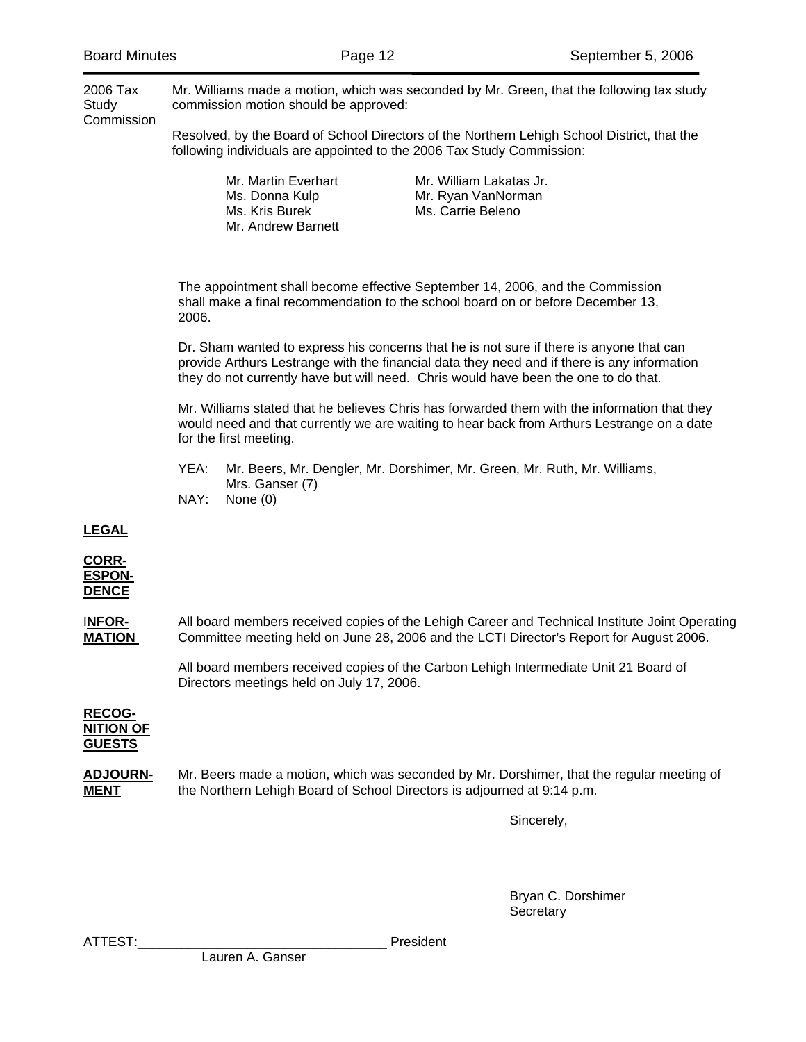**2006 Tax Study Commission**

Mr. Williams made a motion, which was seconded by Mr. Green, that the following tax study commission motion should be approved:

Resolved, by the Board of School Directors of the Northern Lehigh School District, that the following individuals are appointed to the 2006 Tax Study Commission:

| | |
|---|---|
| Mr. Martin Everhart | Mr. William Lakatas Jr. |
| Ms. Donna Kulp | Mr. Ryan VanNorman |
| Ms. Kris Burek | Ms. Carrie Beleno |
| Mr. Andrew Barnett | |

The appointment shall become effective September 14, 2006, and the Commission shall make a final recommendation to the school board on or before December 13, 2006.

Dr. Sham wanted to express his concerns that he is not sure if there is anyone that can provide Arthurs Lestrange with the financial data they need and if there is any information they do not currently have but will need. Chris would have been the one to do that.

Mr. Williams stated that he believes Chris has forwarded them with the information that they would need and that currently we are waiting to hear back from Arthurs Lestrange on a date for the first meeting.

YEA: Mr. Beers, Mr. Dengler, Mr. Dorshimer, Mr. Green, Mr. Ruth, Mr. Williams, Mrs. Ganser (7)
NAY: None (0)

**LEGAL**

**CORRESPONDENCE**

**INFORMATION**

All board members received copies of the Lehigh Career and Technical Institute Joint Operating Committee meeting held on June 28, 2006 and the LCTI Director's Report for August 2006.

All board members received copies of the Carbon Lehigh Intermediate Unit 21 Board of Directors meetings held on July 17, 2006.

**RECOGNITION OF GUESTS**

**ADJOURNMENT**

Mr. Beers made a motion, which was seconded by Mr. Dorshimer, that the regular meeting of the Northern Lehigh Board of School Directors is adjourned at 9:14 p.m.

Sincerely,

Bryan C. Dorshimer
Secretary

ATTEST:_________________________________ President
Lauren A. Ganser